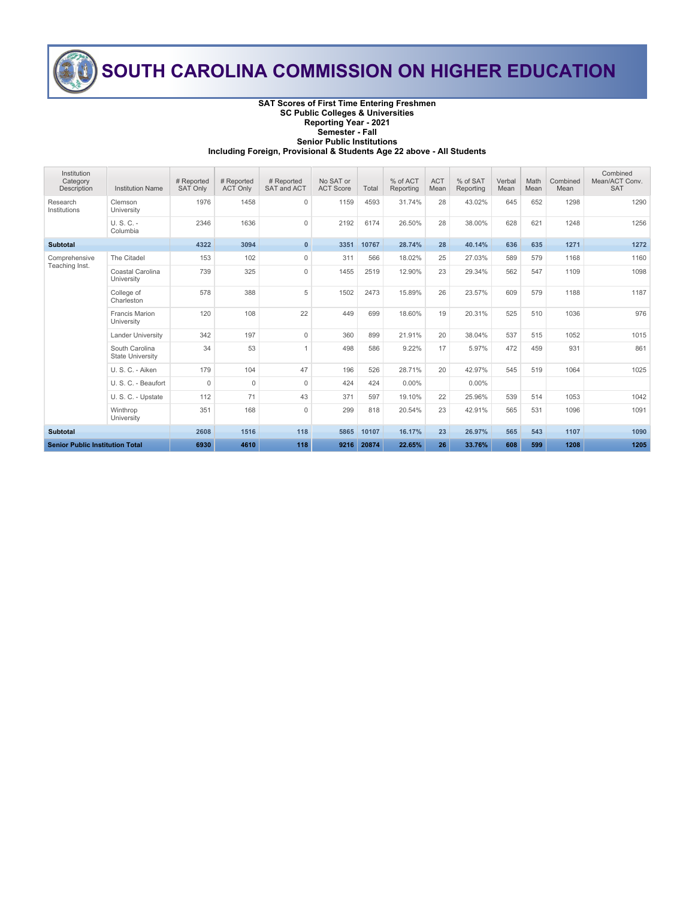# SOUTH CAROLINA COMMISSION ON HIGHER EDUCATION

**SAT Scores of First Time Entering Freshmen**
**SC Public Colleges & Universities**
**Reporting Year - 2021**
**Semester - Fall**
**Senior Public Institutions**
**Including Foreign, Provisional & Students Age 22 above - All Students**

| Institution Category Description | Institution Name | # Reported SAT Only | # Reported ACT Only | # Reported SAT and ACT | No SAT or ACT Score | Total | % of ACT Reporting | ACT Mean | % of SAT Reporting | Verbal Mean | Math Mean | Combined Mean | Combined Mean/ACT Conv. SAT |
|---|---|---|---|---|---|---|---|---|---|---|---|---|---|
| Research Institutions | Clemson University | 1976 | 1458 | 0 | 1159 | 4593 | 31.74% | 28 | 43.02% | 645 | 652 | 1298 | 1290 |
| | U. S. C. - Columbia | 2346 | 1636 | 0 | 2192 | 6174 | 26.50% | 28 | 38.00% | 628 | 621 | 1248 | 1256 |
| **Subtotal** | | **4322** | **3094** | **0** | **3351** | **10767** | **28.74%** | **28** | **40.14%** | **636** | **635** | **1271** | **1272** |
| Comprehensive Teaching Inst. | The Citadel | 153 | 102 | 0 | 311 | 566 | 18.02% | 25 | 27.03% | 589 | 579 | 1168 | 1160 |
| | Coastal Carolina University | 739 | 325 | 0 | 1455 | 2519 | 12.90% | 23 | 29.34% | 562 | 547 | 1109 | 1098 |
| | College of Charleston | 578 | 388 | 5 | 1502 | 2473 | 15.89% | 26 | 23.57% | 609 | 579 | 1188 | 1187 |
| | Francis Marion University | 120 | 108 | 22 | 449 | 699 | 18.60% | 19 | 20.31% | 525 | 510 | 1036 | 976 |
| | Lander University | 342 | 197 | 0 | 360 | 899 | 21.91% | 20 | 38.04% | 537 | 515 | 1052 | 1015 |
| | South Carolina State University | 34 | 53 | 1 | 498 | 586 | 9.22% | 17 | 5.97% | 472 | 459 | 931 | 861 |
| | U. S. C. - Aiken | 179 | 104 | 47 | 196 | 526 | 28.71% | 20 | 42.97% | 545 | 519 | 1064 | 1025 |
| | U. S. C. - Beaufort | 0 | 0 | 0 | 424 | 424 | 0.00% | | 0.00% | | | | |
| | U. S. C. - Upstate | 112 | 71 | 43 | 371 | 597 | 19.10% | 22 | 25.96% | 539 | 514 | 1053 | 1042 |
| | Winthrop University | 351 | 168 | 0 | 299 | 818 | 20.54% | 23 | 42.91% | 565 | 531 | 1096 | 1091 |
| **Subtotal** | | **2608** | **1516** | **118** | **5865** | **10107** | **16.17%** | **23** | **26.97%** | **565** | **543** | **1107** | **1090** |
| **Senior Public Institution Total** | | **6930** | **4610** | **118** | **9216** | **20874** | **22.65%** | **26** | **33.76%** | **608** | **599** | **1208** | **1205** |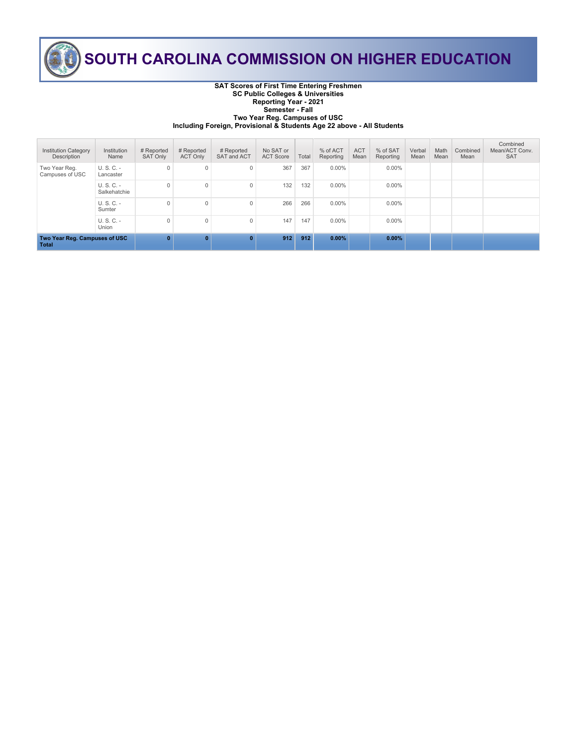# SOUTH CAROLINA COMMISSION ON HIGHER EDUCATION

**SAT Scores of First Time Entering Freshmen**
**SC Public Colleges & Universities**
**Reporting Year - 2021**
**Semester - Fall**
**Two Year Reg. Campuses of USC**
**Including Foreign, Provisional & Students Age 22 above - All Students**

| Institution Category Description | Institution Name | # Reported SAT Only | # Reported ACT Only | # Reported SAT and ACT | No SAT or ACT Score | Total | % of ACT Reporting | ACT Mean | % of SAT Reporting | Verbal Mean | Math Mean | Combined Mean | Combined Mean/ACT Conv. SAT |
|---|---|---|---|---|---|---|---|---|---|---|---|---|---|
| Two Year Reg. Campuses of USC | U. S. C. - Lancaster | 0 | 0 | 0 | 367 | 367 | 0.00% | | 0.00% | | | | |
| | U. S. C. - Salkehatchie | 0 | 0 | 0 | 132 | 132 | 0.00% | | 0.00% | | | | |
| | U. S. C. - Sumter | 0 | 0 | 0 | 266 | 266 | 0.00% | | 0.00% | | | | |
| | U. S. C. - Union | 0 | 0 | 0 | 147 | 147 | 0.00% | | 0.00% | | | | |
| **Two Year Reg. Campuses of USC Total** | | **0** | **0** | **0** | **912** | **912** | **0.00%** | | **0.00%** | | | | |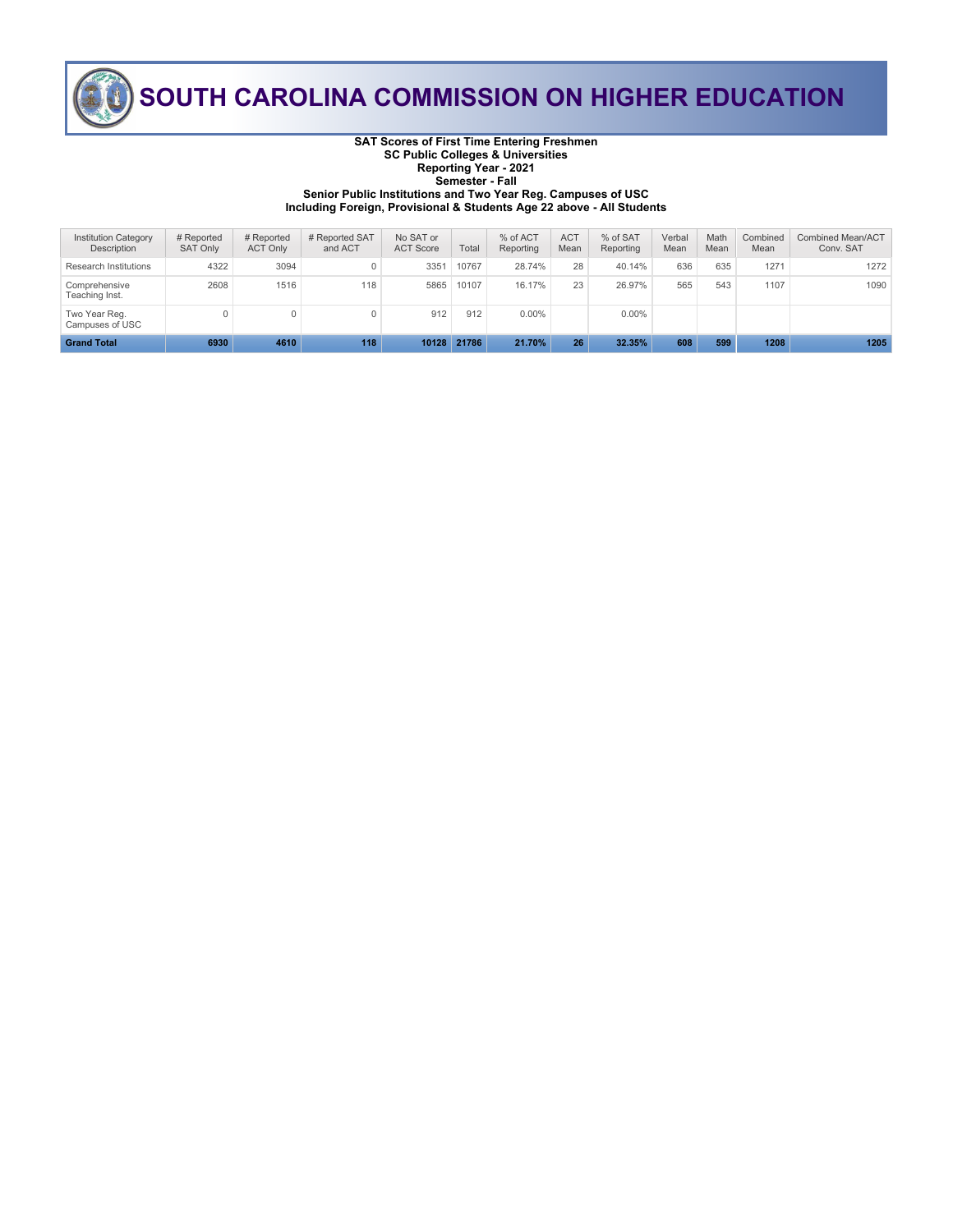# SOUTH CAROLINA COMMISSION ON HIGHER EDUCATION

**SAT Scores of First Time Entering Freshmen**
**SC Public Colleges & Universities**
**Reporting Year - 2021**
**Semester - Fall**
**Senior Public Institutions and Two Year Reg. Campuses of USC**
**Including Foreign, Provisional & Students Age 22 above - All Students**

| Institution Category Description | # Reported SAT Only | # Reported ACT Only | # Reported SAT and ACT | No SAT or ACT Score | Total | % of ACT Reporting | ACT Mean | % of SAT Reporting | Verbal Mean | Math Mean | Combined Mean | Combined Mean/ACT Conv. SAT |
|---|---|---|---|---|---|---|---|---|---|---|---|---|
| Research Institutions | 4322 | 3094 | 0 | 3351 | 10767 | 28.74% | 28 | 40.14% | 636 | 635 | 1271 | 1272 |
| Comprehensive Teaching Inst. | 2608 | 1516 | 118 | 5865 | 10107 | 16.17% | 23 | 26.97% | 565 | 543 | 1107 | 1090 |
| Two Year Reg. Campuses of USC | 0 | 0 | 0 | 912 | 912 | 0.00% | | 0.00% | | | | |
| **Grand Total** | **6930** | **4610** | **118** | **10128** | **21786** | **21.70%** | **26** | **32.35%** | **608** | **599** | **1208** | **1205** |